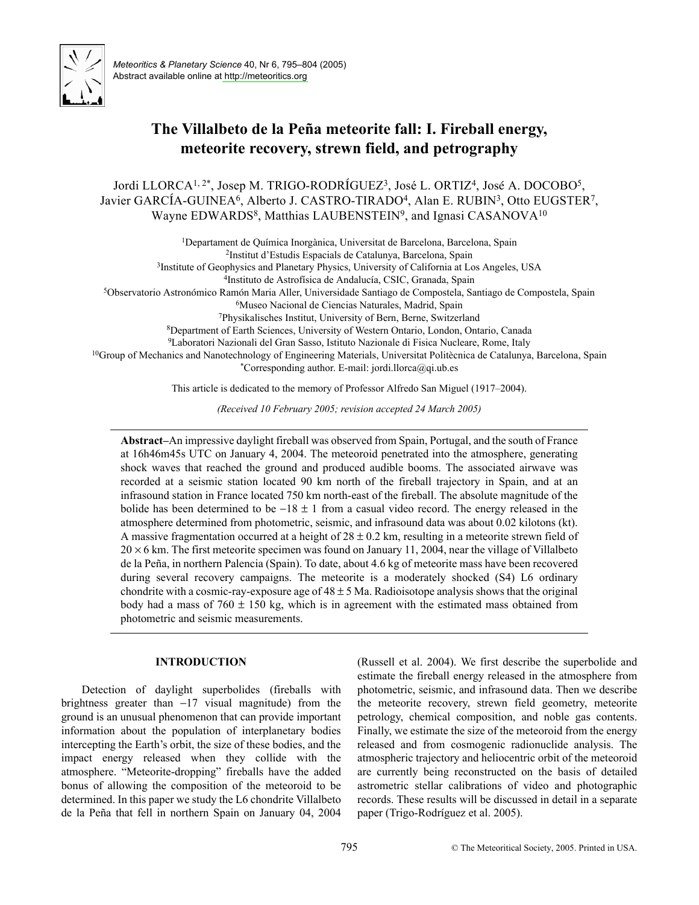# The Villalbeto de la Peña meteorite fall: I. Fireball energy, meteorite recovery, strewn field, and petrography

Jordi LLORCA[1,2*], Josep M. TRIGO-RODRÍGUEZ[3], José L. ORTIZ[4], José A. DOCOBO[5], Javier GARCÍA-GUINEA[6], Alberto J. CASTRO-TIRADO[4], Alan E. RUBIN[3], Otto EUGSTER[7], Wayne EDWARDS[8], Matthias LAUBENSTEIN[9], and Ignasi CASANOVA[10]

[1]Departament de Química Inorgànica, Universitat de Barcelona, Barcelona, Spain
[2]Institut d'Estudis Espacials de Catalunya, Barcelona, Spain
[3]Institute of Geophysics and Planetary Physics, University of California at Los Angeles, USA
[4]Instituto de Astrofísica de Andalucía, CSIC, Granada, Spain
[5]Observatorio Astronómico Ramón Maria Aller, Universidade Santiago de Compostela, Santiago de Compostela, Spain
[6]Museo Nacional de Ciencias Naturales, Madrid, Spain
[7]Physikalisches Institut, University of Bern, Berne, Switzerland
[8]Department of Earth Sciences, University of Western Ontario, London, Ontario, Canada
[9]Laboratori Nazionali del Gran Sasso, Istituto Nazionale di Fisica Nucleare, Rome, Italy
[10]Group of Mechanics and Nanotechnology of Engineering Materials, Universitat Politècnica de Catalunya, Barcelona, Spain
*Corresponding author. E-mail: jordi.llorca@qi.ub.es

This article is dedicated to the memory of Professor Alfredo San Miguel (1917–2004).

*(Received 10 February 2005; revision accepted 24 March 2005)*

**Abstract–**An impressive daylight fireball was observed from Spain, Portugal, and the south of France at 16h46m45s UTC on January 4, 2004. The meteoroid penetrated into the atmosphere, generating shock waves that reached the ground and produced audible booms. The associated airwave was recorded at a seismic station located 90 km north of the fireball trajectory in Spain, and at an infrasound station in France located 750 km north-east of the fireball. The absolute magnitude of the bolide has been determined to be $-18 \pm 1$ from a casual video record. The energy released in the atmosphere determined from photometric, seismic, and infrasound data was about 0.02 kilotons (kt). A massive fragmentation occurred at a height of $28 \pm 0.2$ km, resulting in a meteorite strewn field of $20 \times 6$ km. The first meteorite specimen was found on January 11, 2004, near the village of Villalbeto de la Peña, in northern Palencia (Spain). To date, about 4.6 kg of meteorite mass have been recovered during several recovery campaigns. The meteorite is a moderately shocked (S4) L6 ordinary chondrite with a cosmic-ray-exposure age of $48 \pm 5$ Ma. Radioisotope analysis shows that the original body had a mass of $760 \pm 150$ kg, which is in agreement with the estimated mass obtained from photometric and seismic measurements.

## INTRODUCTION

Detection of daylight superbolides (fireballs with brightness greater than $-17$ visual magnitude) from the ground is an unusual phenomenon that can provide important information about the population of interplanetary bodies intercepting the Earth's orbit, the size of these bodies, and the impact energy released when they collide with the atmosphere. "Meteorite-dropping" fireballs have the added bonus of allowing the composition of the meteoroid to be determined. In this paper we study the L6 chondrite Villalbeto de la Peña that fell in northern Spain on January 04, 2004 (Russell et al. 2004). We first describe the superbolide and estimate the fireball energy released in the atmosphere from photometric, seismic, and infrasound data. Then we describe the meteorite recovery, strewn field geometry, meteorite petrology, chemical composition, and noble gas contents. Finally, we estimate the size of the meteoroid from the energy released and from cosmogenic radionuclide analysis. The atmospheric trajectory and heliocentric orbit of the meteoroid are currently being reconstructed on the basis of detailed astrometric stellar calibrations of video and photographic records. These results will be discussed in detail in a separate paper (Trigo-Rodríguez et al. 2005).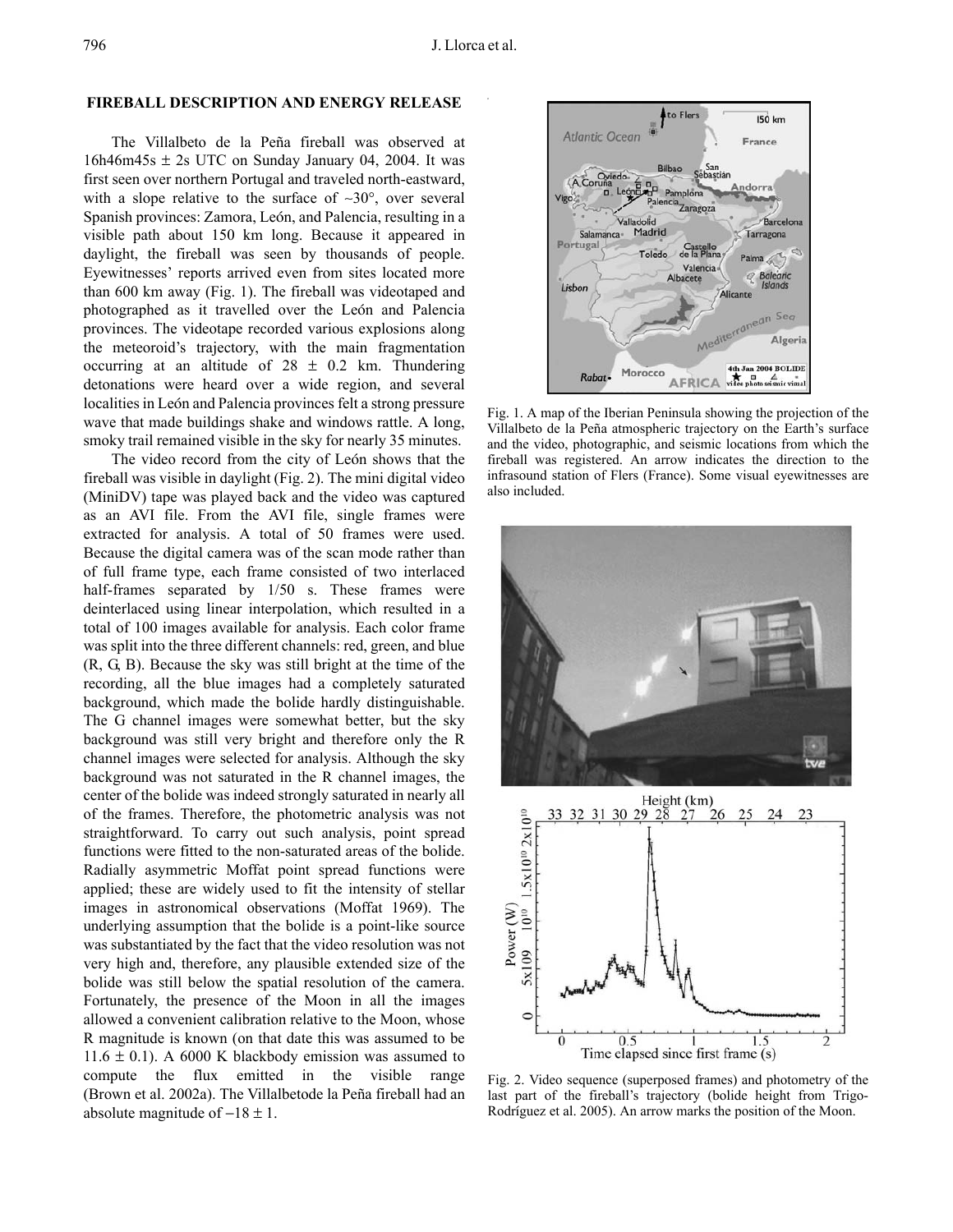## FIREBALL DESCRIPTION AND ENERGY RELEASE

The Villalbeto de la Peña fireball was observed at 16h46m45s ± 2s UTC on Sunday January 04, 2004. It was first seen over northern Portugal and traveled north-eastward, with a slope relative to the surface of ~30°, over several Spanish provinces: Zamora, León, and Palencia, resulting in a visible path about 150 km long. Because it appeared in daylight, the fireball was seen by thousands of people. Eyewitnesses' reports arrived even from sites located more than 600 km away (Fig. 1). The fireball was videotaped and photographed as it travelled over the León and Palencia provinces. The videotape recorded various explosions along the meteoroid's trajectory, with the main fragmentation occurring at an altitude of 28 ± 0.2 km. Thundering detonations were heard over a wide region, and several localities in León and Palencia provinces felt a strong pressure wave that made buildings shake and windows rattle. A long, smoky trail remained visible in the sky for nearly 35 minutes.

The video record from the city of León shows that the fireball was visible in daylight (Fig. 2). The mini digital video (MiniDV) tape was played back and the video was captured as an AVI file. From the AVI file, single frames were extracted for analysis. A total of 50 frames were used. Because the digital camera was of the scan mode rather than of full frame type, each frame consisted of two interlaced half-frames separated by 1/50 s. These frames were deinterlaced using linear interpolation, which resulted in a total of 100 images available for analysis. Each color frame was split into the three different channels: red, green, and blue (R, G, B). Because the sky was still bright at the time of the recording, all the blue images had a completely saturated background, which made the bolide hardly distinguishable. The G channel images were somewhat better, but the sky background was still very bright and therefore only the R channel images were selected for analysis. Although the sky background was not saturated in the R channel images, the center of the bolide was indeed strongly saturated in nearly all of the frames. Therefore, the photometric analysis was not straightforward. To carry out such analysis, point spread functions were fitted to the non-saturated areas of the bolide. Radially asymmetric Moffat point spread functions were applied; these are widely used to fit the intensity of stellar images in astronomical observations (Moffat 1969). The underlying assumption that the bolide is a point-like source was substantiated by the fact that the video resolution was not very high and, therefore, any plausible extended size of the bolide was still below the spatial resolution of the camera. Fortunately, the presence of the Moon in all the images allowed a convenient calibration relative to the Moon, whose R magnitude is known (on that date this was assumed to be 11.6 ± 0.1). A 6000 K blackbody emission was assumed to compute the flux emitted in the visible range (Brown et al. 2002a). The Villalbetode la Peña fireball had an absolute magnitude of −18 ± 1.

Fig. 1. A map of the Iberian Peninsula showing the projection of the Villalbeto de la Peña atmospheric trajectory on the Earth's surface and the video, photographic, and seismic locations from which the fireball was registered. An arrow indicates the direction to the infrasound station of Flers (France). Some visual eyewitnesses are also included.

Fig. 2. Video sequence (superposed frames) and photometry of the last part of the fireball's trajectory (bolide height from Trigo-Rodríguez et al. 2005). An arrow marks the position of the Moon.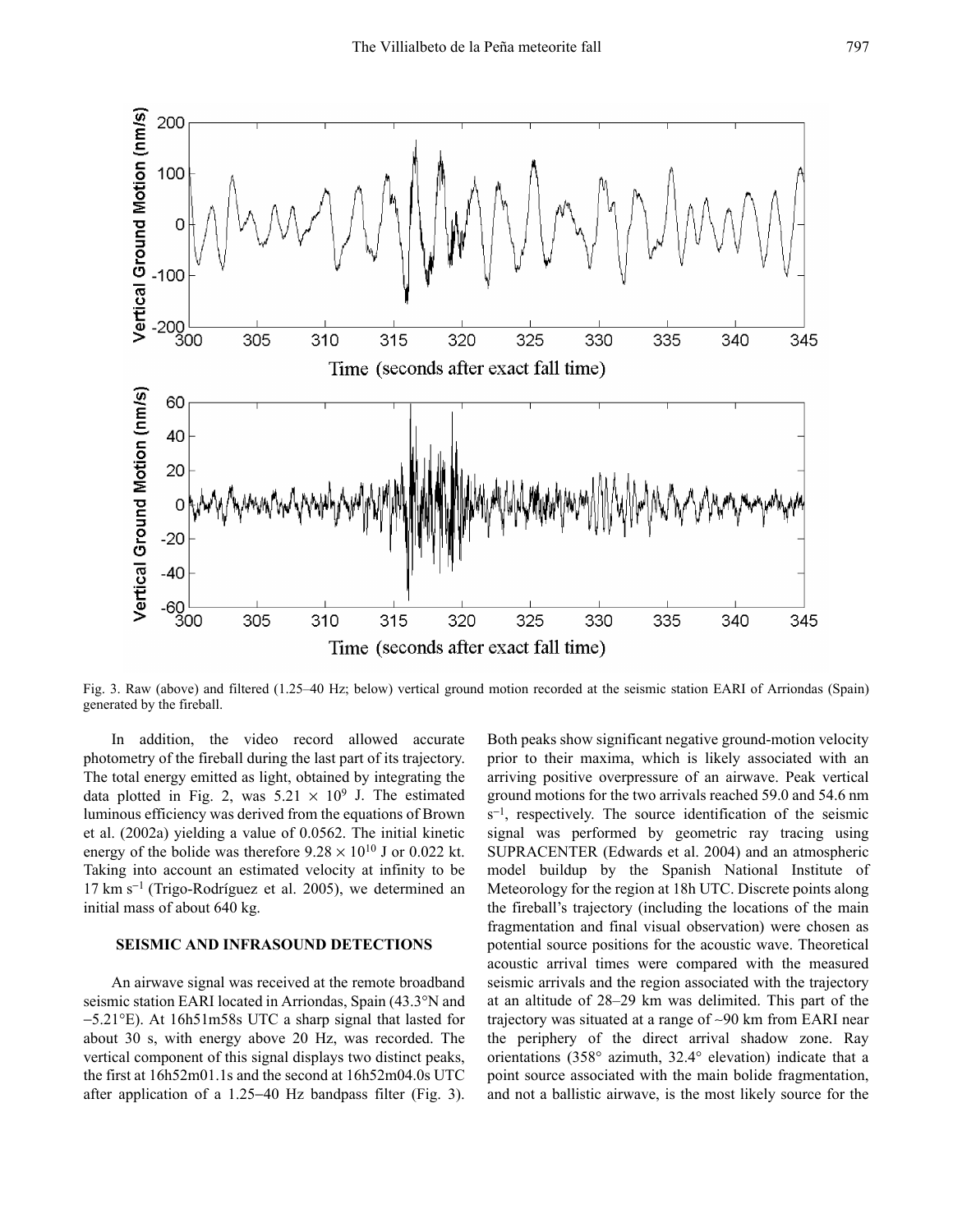Fig. 3. Raw (above) and filtered (1.25–40 Hz; below) vertical ground motion recorded at the seismic station EARI of Arriondas (Spain) generated by the fireball.

In addition, the video record allowed accurate photometry of the fireball during the last part of its trajectory. The total energy emitted as light, obtained by integrating the data plotted in Fig. 2, was $5.21 \times 10^9$ J. The estimated luminous efficiency was derived from the equations of Brown et al. (2002a) yielding a value of 0.0562. The initial kinetic energy of the bolide was therefore $9.28 \times 10^{10}$ J or 0.022 kt. Taking into account an estimated velocity at infinity to be 17 km $s^{-1}$ (Trigo-Rodríguez et al. 2005), we determined an initial mass of about 640 kg.

## SEISMIC AND INFRASOUND DETECTIONS

An airwave signal was received at the remote broadband seismic station EARI located in Arriondas, Spain (43.3°N and −5.21°E). At 16h51m58s UTC a sharp signal that lasted for about 30 s, with energy above 20 Hz, was recorded. The vertical component of this signal displays two distinct peaks, the first at 16h52m01.1s and the second at 16h52m04.0s UTC after application of a 1.25–40 Hz bandpass filter (Fig. 3). Both peaks show significant negative ground-motion velocity prior to their maxima, which is likely associated with an arriving positive overpressure of an airwave. Peak vertical ground motions for the two arrivals reached 59.0 and 54.6 nm $s^{-1}$, respectively. The source identification of the seismic signal was performed by geometric ray tracing using SUPRACENTER (Edwards et al. 2004) and an atmospheric model buildup by the Spanish National Institute of Meteorology for the region at 18h UTC. Discrete points along the fireball's trajectory (including the locations of the main fragmentation and final visual observation) were chosen as potential source positions for the acoustic wave. Theoretical acoustic arrival times were compared with the measured seismic arrivals and the region associated with the trajectory at an altitude of 28–29 km was delimited. This part of the trajectory was situated at a range of ~90 km from EARI near the periphery of the direct arrival shadow zone. Ray orientations (358° azimuth, 32.4° elevation) indicate that a point source associated with the main bolide fragmentation, and not a ballistic airwave, is the most likely source for the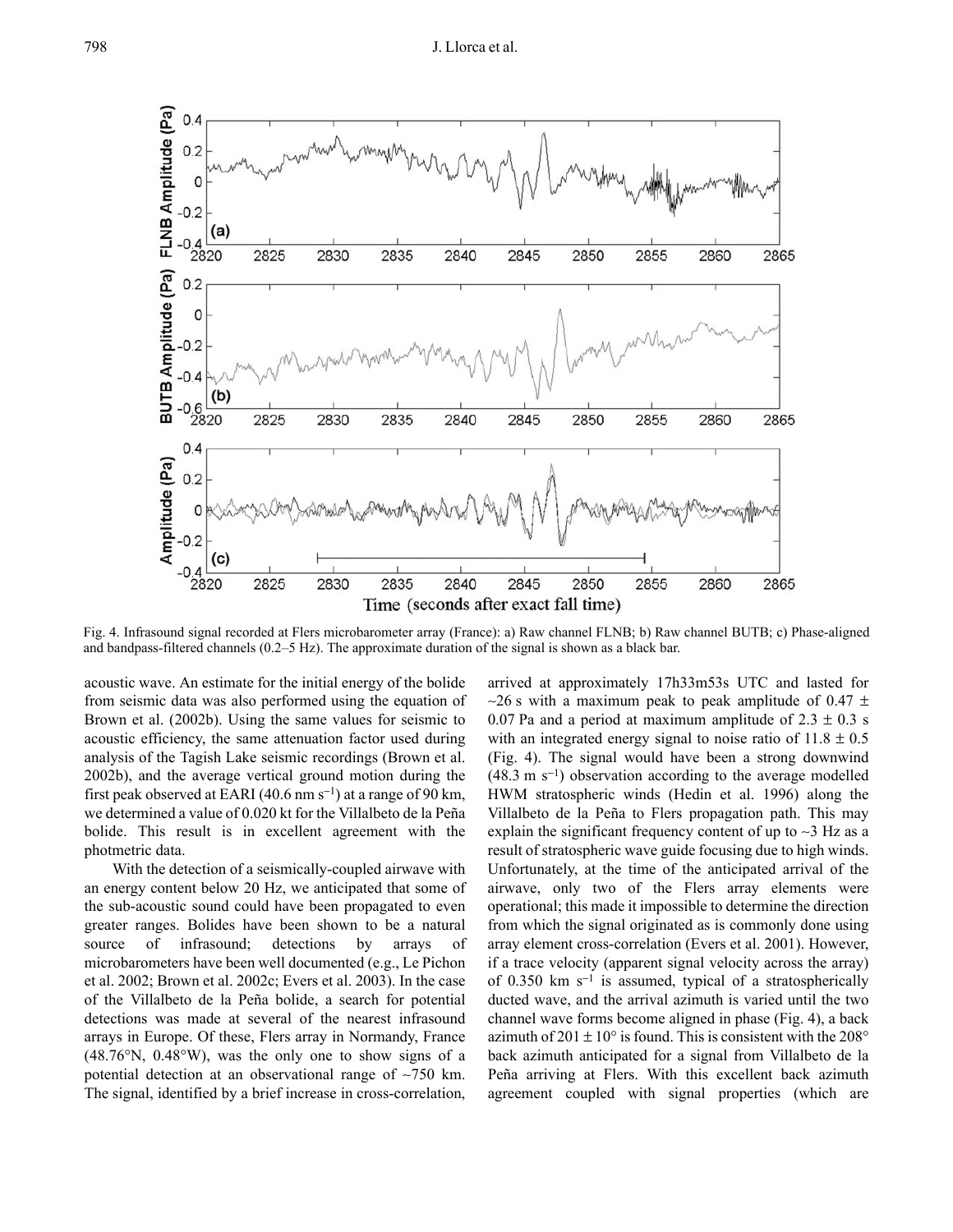Fig. 4. Infrasound signal recorded at Flers microbarometer array (France): a) Raw channel FLNB; b) Raw channel BUTB; c) Phase-aligned and bandpass-filtered channels (0.2–5 Hz). The approximate duration of the signal is shown as a black bar.

acoustic wave. An estimate for the initial energy of the bolide from seismic data was also performed using the equation of Brown et al. (2002b). Using the same values for seismic to acoustic efficiency, the same attenuation factor used during analysis of the Tagish Lake seismic recordings (Brown et al. 2002b), and the average vertical ground motion during the first peak observed at EARI (40.6 nm $s^{-1}$) at a range of 90 km, we determined a value of 0.020 kt for the Villalbeto de la Peña bolide. This result is in excellent agreement with the photmetric data.

With the detection of a seismically-coupled airwave with an energy content below 20 Hz, we anticipated that some of the sub-acoustic sound could have been propagated to even greater ranges. Bolides have been shown to be a natural source of infrasound; detections by arrays of microbarometers have been well documented (e.g., Le Pichon et al. 2002; Brown et al. 2002c; Evers et al. 2003). In the case of the Villalbeto de la Peña bolide, a search for potential detections was made at several of the nearest infrasound arrays in Europe. Of these, Flers array in Normandy, France (48.76°N, 0.48°W), was the only one to show signs of a potential detection at an observational range of ~750 km. The signal, identified by a brief increase in cross-correlation, arrived at approximately 17h33m53s UTC and lasted for ~26 s with a maximum peak to peak amplitude of 0.47 ± 0.07 Pa and a period at maximum amplitude of 2.3 ± 0.3 s with an integrated energy signal to noise ratio of 11.8 ± 0.5 (Fig. 4). The signal would have been a strong downwind (48.3 m $s^{-1}$) observation according to the average modelled HWM stratospheric winds (Hedin et al. 1996) along the Villalbeto de la Peña to Flers propagation path. This may explain the significant frequency content of up to ~3 Hz as a result of stratospheric wave guide focusing due to high winds. Unfortunately, at the time of the anticipated arrival of the airwave, only two of the Flers array elements were operational; this made it impossible to determine the direction from which the signal originated as is commonly done using array element cross-correlation (Evers et al. 2001). However, if a trace velocity (apparent signal velocity across the array) of 0.350 km $s^{-1}$ is assumed, typical of a stratospherically ducted wave, and the arrival azimuth is varied until the two channel wave forms become aligned in phase (Fig. 4), a back azimuth of 201 ± 10° is found. This is consistent with the 208° back azimuth anticipated for a signal from Villalbeto de la Peña arriving at Flers. With this excellent back azimuth agreement coupled with signal properties (which are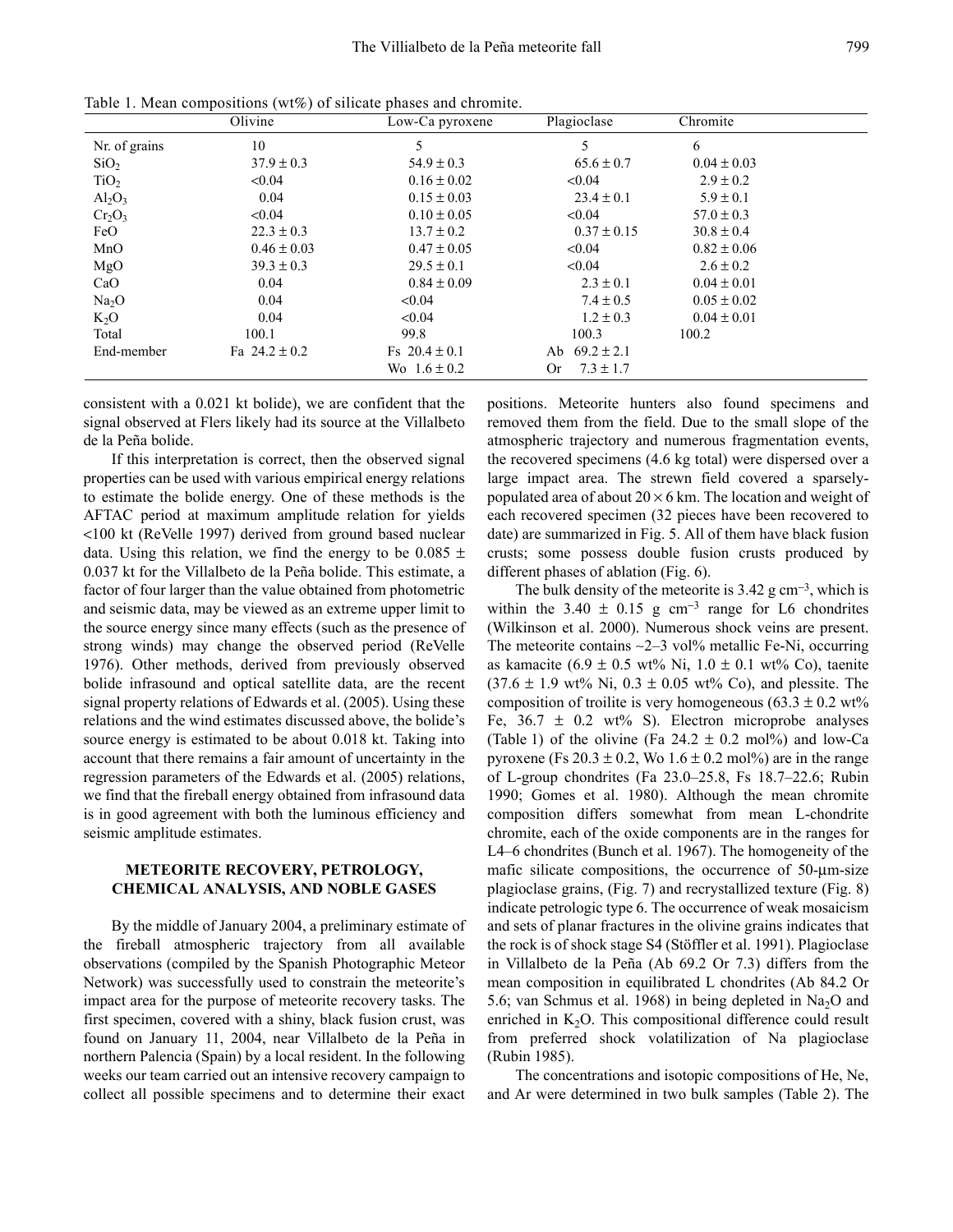Table 1. Mean compositions (wt%) of silicate phases and chromite.

| | Olivine | Low-Ca pyroxene | Plagioclase | Chromite |
|---|---|---|---|---|
| Nr. of grains | 10 | 5 | 5 | 6 |
| $SiO_2$ | 37.9 ± 0.3 | 54.9 ± 0.3 | 65.6 ± 0.7 | 0.04 ± 0.03 |
| $TiO_2$ | <0.04 | 0.16 ± 0.02 | <0.04 | 2.9 ± 0.2 |
| $Al_2O_3$ | 0.04 | 0.15 ± 0.03 | 23.4 ± 0.1 | 5.9 ± 0.1 |
| $Cr_2O_3$ | <0.04 | 0.10 ± 0.05 | <0.04 | 57.0 ± 0.3 |
| FeO | 22.3 ± 0.3 | 13.7 ± 0.2 | 0.37 ± 0.15 | 30.8 ± 0.4 |
| MnO | 0.46 ± 0.03 | 0.47 ± 0.05 | <0.04 | 0.82 ± 0.06 |
| MgO | 39.3 ± 0.3 | 29.5 ± 0.1 | <0.04 | 2.6 ± 0.2 |
| CaO | 0.04 | 0.84 ± 0.09 | 2.3 ± 0.1 | 0.04 ± 0.01 |
| $Na_2O$ | 0.04 | <0.04 | 7.4 ± 0.5 | 0.05 ± 0.02 |
| $K_2O$ | 0.04 | <0.04 | 1.2 ± 0.3 | 0.04 ± 0.01 |
| Total | 100.1 | 99.8 | 100.3 | 100.2 |
| End-member | Fa 24.2 ± 0.2 | Fs 20.4 ± 0.1 | Ab 69.2 ± 2.1 | |
| | | Wo 1.6 ± 0.2 | Or 7.3 ± 1.7 | |

consistent with a 0.021 kt bolide), we are confident that the signal observed at Flers likely had its source at the Villalbeto de la Peña bolide.

If this interpretation is correct, then the observed signal properties can be used with various empirical energy relations to estimate the bolide energy. One of these methods is the AFTAC period at maximum amplitude relation for yields <100 kt (ReVelle 1997) derived from ground based nuclear data. Using this relation, we find the energy to be 0.085 ± 0.037 kt for the Villalbeto de la Peña bolide. This estimate, a factor of four larger than the value obtained from photometric and seismic data, may be viewed as an extreme upper limit to the source energy since many effects (such as the presence of strong winds) may change the observed period (ReVelle 1976). Other methods, derived from previously observed bolide infrasound and optical satellite data, are the recent signal property relations of Edwards et al. (2005). Using these relations and the wind estimates discussed above, the bolide's source energy is estimated to be about 0.018 kt. Taking into account that there remains a fair amount of uncertainty in the regression parameters of the Edwards et al. (2005) relations, we find that the fireball energy obtained from infrasound data is in good agreement with both the luminous efficiency and seismic amplitude estimates.

## METEORITE RECOVERY, PETROLOGY, CHEMICAL ANALYSIS, AND NOBLE GASES

By the middle of January 2004, a preliminary estimate of the fireball atmospheric trajectory from all available observations (compiled by the Spanish Photographic Meteor Network) was successfully used to constrain the meteorite's impact area for the purpose of meteorite recovery tasks. The first specimen, covered with a shiny, black fusion crust, was found on January 11, 2004, near Villalbeto de la Peña in northern Palencia (Spain) by a local resident. In the following weeks our team carried out an intensive recovery campaign to collect all possible specimens and to determine their exact positions. Meteorite hunters also found specimens and removed them from the field. Due to the small slope of the atmospheric trajectory and numerous fragmentation events, the recovered specimens (4.6 kg total) were dispersed over a large impact area. The strewn field covered a sparsely-populated area of about 20 × 6 km. The location and weight of each recovered specimen (32 pieces have been recovered to date) are summarized in Fig. 5. All of them have black fusion crusts; some possess double fusion crusts produced by different phases of ablation (Fig. 6).

The bulk density of the meteorite is 3.42 g $cm^{-3}$, which is within the 3.40 ± 0.15 g $cm^{-3}$ range for L6 chondrites (Wilkinson et al. 2000). Numerous shock veins are present. The meteorite contains ~2–3 vol% metallic Fe-Ni, occurring as kamacite (6.9 ± 0.5 wt% Ni, 1.0 ± 0.1 wt% Co), taenite (37.6 ± 1.9 wt% Ni, 0.3 ± 0.05 wt% Co), and plessite. The composition of troilite is very homogeneous (63.3 ± 0.2 wt% Fe, 36.7 ± 0.2 wt% S). Electron microprobe analyses (Table 1) of the olivine (Fa 24.2 ± 0.2 mol%) and low-Ca pyroxene (Fs 20.3 ± 0.2, Wo 1.6 ± 0.2 mol%) are in the range of L-group chondrites (Fa 23.0–25.8, Fs 18.7–22.6; Rubin 1990; Gomes et al. 1980). Although the mean chromite composition differs somewhat from mean L-chondrite chromite, each of the oxide components are in the ranges for L4–6 chondrites (Bunch et al. 1967). The homogeneity of the mafic silicate compositions, the occurrence of 50-μm-size plagioclase grains, (Fig. 7) and recrystallized texture (Fig. 8) indicate petrologic type 6. The occurrence of weak mosaicism and sets of planar fractures in the olivine grains indicates that the rock is of shock stage S4 (Stöffler et al. 1991). Plagioclase in Villalbeto de la Peña (Ab 69.2 Or 7.3) differs from the mean composition in equilibrated L chondrites (Ab 84.2 Or 5.6; van Schmus et al. 1968) in being depleted in $Na_2O$ and enriched in $K_2O$. This compositional difference could result from preferred shock volatilization of Na plagioclase (Rubin 1985).

The concentrations and isotopic compositions of He, Ne, and Ar were determined in two bulk samples (Table 2). The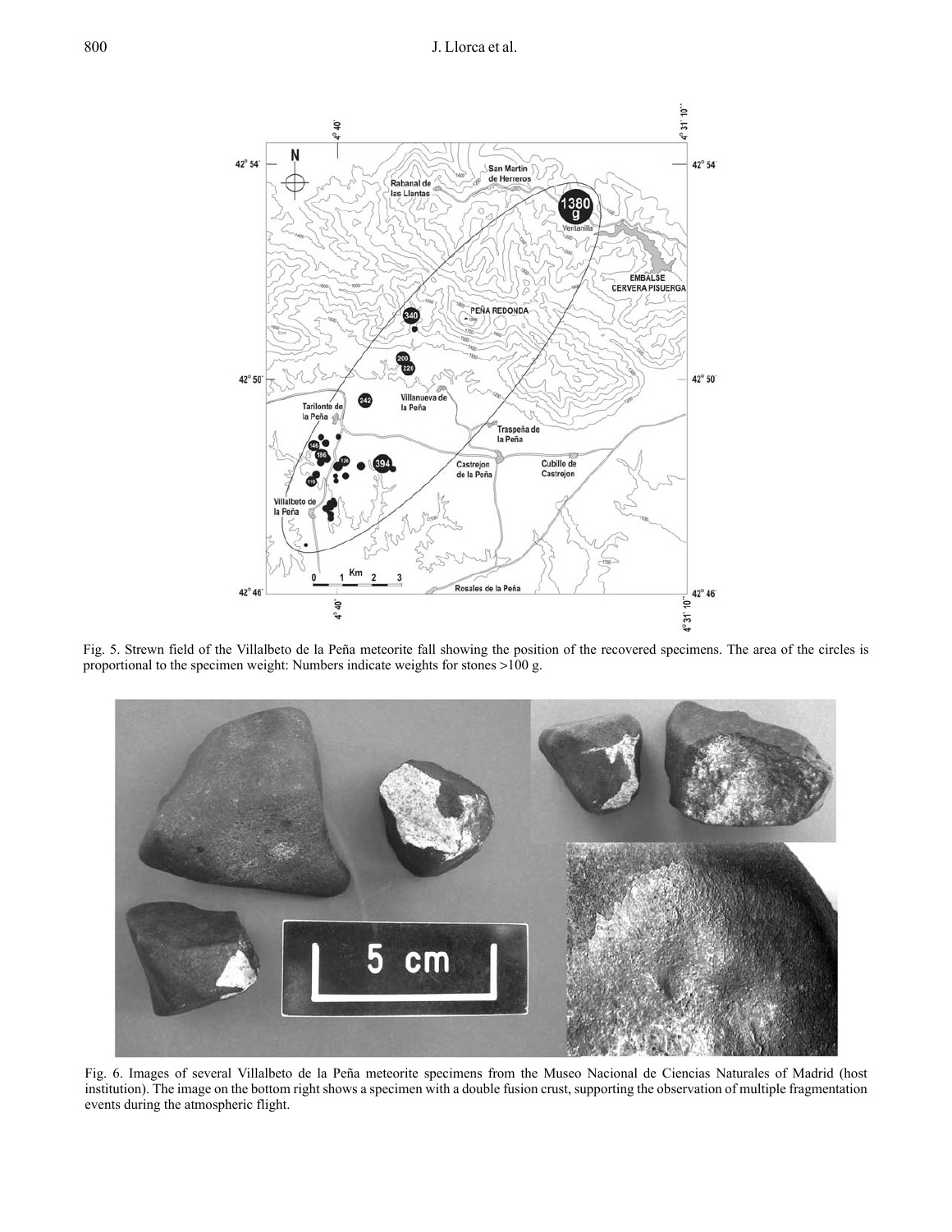Fig. 5. Strewn field of the Villalbeto de la Peña meteorite fall showing the position of the recovered specimens. The area of the circles is proportional to the specimen weight: Numbers indicate weights for stones >100 g.

Fig. 6. Images of several Villalbeto de la Peña meteorite specimens from the Museo Nacional de Ciencias Naturales of Madrid (host institution). The image on the bottom right shows a specimen with a double fusion crust, supporting the observation of multiple fragmentation events during the atmospheric flight.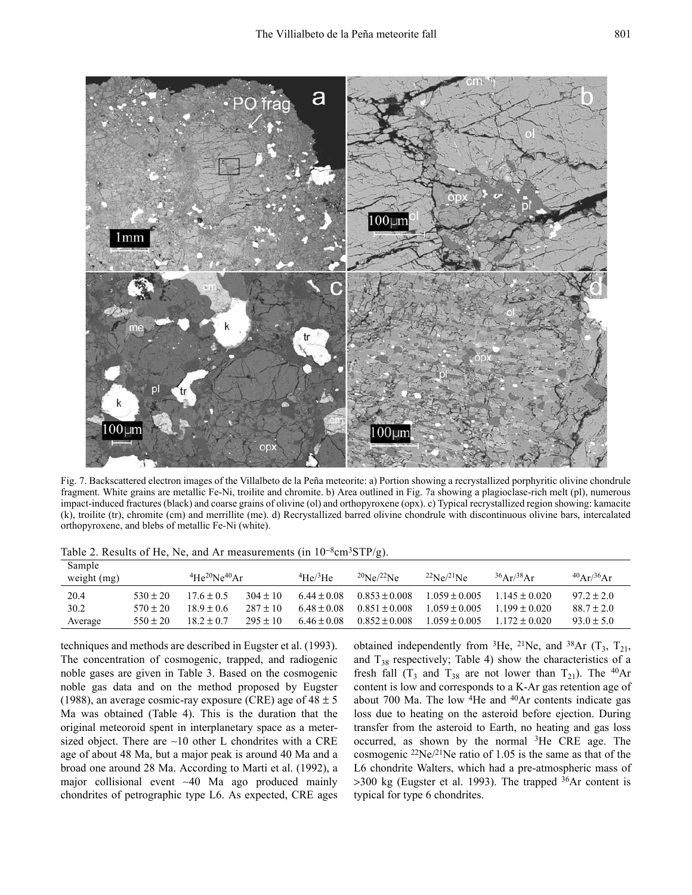Fig. 7. Backscattered electron images of the Villalbeto de la Peña meteorite: a) Portion showing a recrystallized porphyritic olivine chondrule fragment. White grains are metallic Fe-Ni, troilite and chromite. b) Area outlined in Fig. 7a showing a plagioclase-rich melt (pl), numerous impact-induced fractures (black) and coarse grains of olivine (ol) and orthopyroxene (opx). c) Typical recrystallized region showing: kamacite (k), troilite (tr), chromite (cm) and merrillite (me). d) Recrystallized barred olivine chondrule with discontinuous olivine bars, intercalated orthopyroxene, and blebs of metallic Fe-Ni (white).

Table 2. Results of He, Ne, and Ar measurements (in $10^{-8}$cm$^3$STP/g).

| Sample weight (mg) | $^4$He | $^{20}$Ne | $^{40}$Ar | $^4$He/$^3$He | $^{20}$Ne/$^{22}$Ne | $^{22}$Ne/$^{21}$Ne | $^{36}$Ar/$^{38}$Ar | $^{40}$Ar/$^{36}$Ar |
|---|---|---|---|---|---|---|---|---|
| 20.4 | 530 ± 20 | 17.6 ± 0.5 | 304 ± 10 | 6.44 ± 0.08 | 0.853 ± 0.008 | 1.059 ± 0.005 | 1.145 ± 0.020 | 97.2 ± 2.0 |
| 30.2 | 570 ± 20 | 18.9 ± 0.6 | 287 ± 10 | 6.48 ± 0.08 | 0.851 ± 0.008 | 1.059 ± 0.005 | 1.199 ± 0.020 | 88.7 ± 2.0 |
| Average | 550 ± 20 | 18.2 ± 0.7 | 295 ± 10 | 6.46 ± 0.08 | 0.852 ± 0.008 | 1.059 ± 0.005 | 1.172 ± 0.020 | 93.0 ± 5.0 |

techniques and methods are described in Eugster et al. (1993). The concentration of cosmogenic, trapped, and radiogenic noble gases are given in Table 3. Based on the cosmogenic noble gas data and on the method proposed by Eugster (1988), an average cosmic-ray exposure (CRE) age of 48 ± 5 Ma was obtained (Table 4). This is the duration that the original meteoroid spent in interplanetary space as a meter-sized object. There are ~10 other L chondrites with a CRE age of about 48 Ma, but a major peak is around 40 Ma and a broad one around 28 Ma. According to Marti et al. (1992), a major collisional event ~40 Ma ago produced mainly chondrites of petrographic type L6. As expected, CRE ages obtained independently from $^3$He, $^{21}$Ne, and $^{38}$Ar ($T_3$, $T_{21}$, and $T_{38}$ respectively; Table 4) show the characteristics of a fresh fall ($T_3$ and $T_{38}$ are not lower than $T_{21}$). The $^{40}$Ar content is low and corresponds to a K-Ar gas retention age of about 700 Ma. The low $^4$He and $^{40}$Ar contents indicate gas loss due to heating on the asteroid before ejection. During transfer from the asteroid to Earth, no heating and gas loss occurred, as shown by the normal $^3$He CRE age. The cosmogenic $^{22}$Ne/$^{21}$Ne ratio of 1.05 is the same as that of the L6 chondrite Walters, which had a pre-atmospheric mass of >300 kg (Eugster et al. 1993). The trapped $^{36}$Ar content is typical for type 6 chondrites.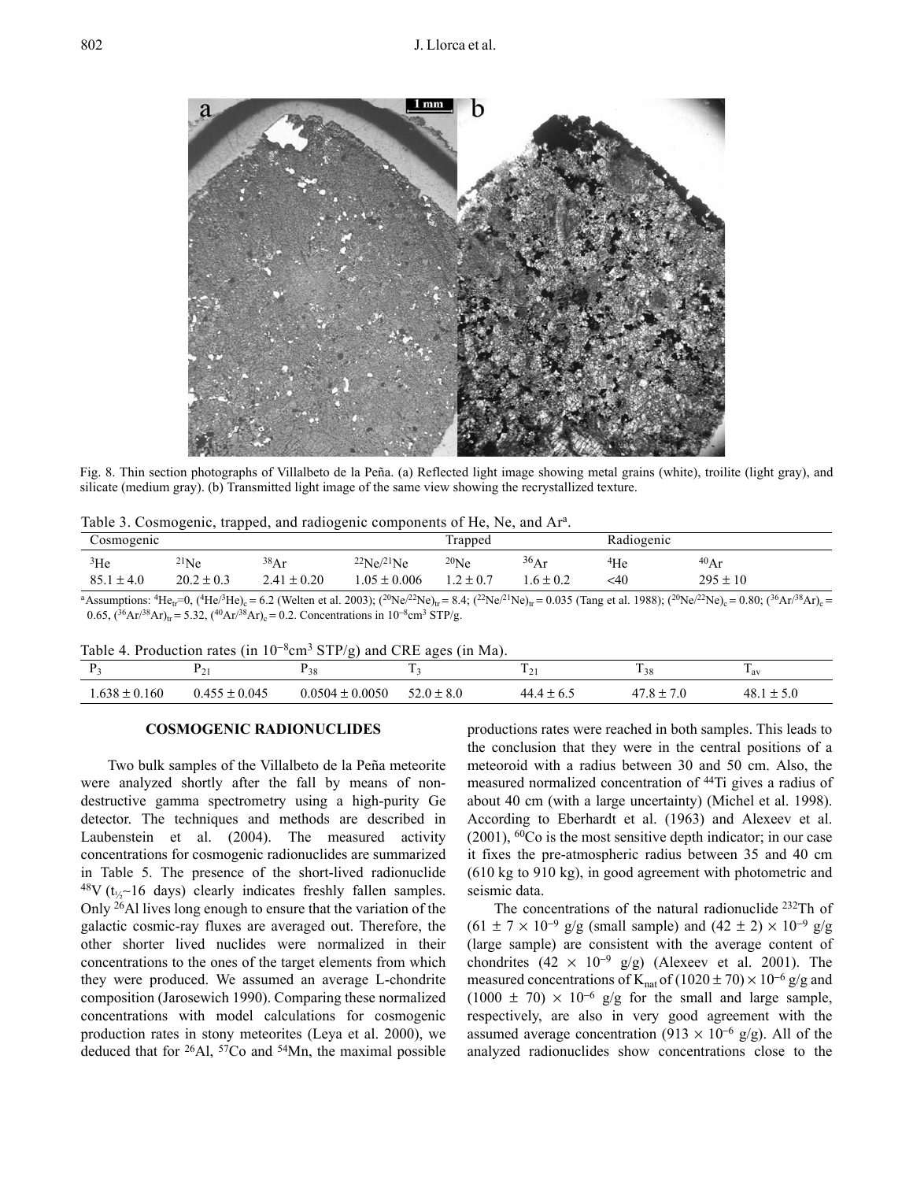Fig. 8. Thin section photographs of Villalbeto de la Peña. (a) Reflected light image showing metal grains (white), troilite (light gray), and silicate (medium gray). (b) Transmitted light image of the same view showing the recrystallized texture.

Table 3. Cosmogenic, trapped, and radiogenic components of He, Ne, and Ar[a].

| Cosmogenic | | | | Trapped | | Radiogenic | |
|---|---|---|---|---|---|---|---|
| $^{3}$He | $^{21}$Ne | $^{38}$Ar | $^{22}$Ne/$^{21}$Ne | $^{20}$Ne | $^{36}$Ar | $^{4}$He | $^{40}$Ar |
| 85.1 ± 4.0 | 20.2 ± 0.3 | 2.41 ± 0.20 | 1.05 ± 0.006 | 1.2 ± 0.7 | 1.6 ± 0.2 | <40 | 295 ± 10 |

[a]Assumptions: $^{4}He_{tr}$=0, $(^{4}He/^{3}He)_c$ = 6.2 (Welten et al. 2003); $(^{20}Ne/^{22}Ne)_{tr}$ = 8.4; $(^{22}Ne/^{21}Ne)_{tr}$ = 0.035 (Tang et al. 1988); $(^{20}Ne/^{22}Ne)_c$ = 0.80; $(^{36}Ar/^{38}Ar)_c$ = 0.65, $(^{36}Ar/^{38}Ar)_{tr}$ = 5.32, $(^{40}Ar/^{38}Ar)_c$ = 0.2. Concentrations in $10^{-8}$cm$^3$ STP/g.

Table 4. Production rates (in $10^{-8}$cm$^3$ STP/g) and CRE ages (in Ma).

| $P_3$ | $P_{21}$ | $P_{38}$ | $T_3$ | $T_{21}$ | $T_{38}$ | $T_{av}$ |
|---|---|---|---|---|---|---|
| 1.638 ± 0.160 | 0.455 ± 0.045 | 0.0504 ± 0.0050 | 52.0 ± 8.0 | 44.4 ± 6.5 | 47.8 ± 7.0 | 48.1 ± 5.0 |

## COSMOGENIC RADIONUCLIDES

Two bulk samples of the Villalbeto de la Peña meteorite were analyzed shortly after the fall by means of non-destructive gamma spectrometry using a high-purity Ge detector. The techniques and methods are described in Laubenstein et al. (2004). The measured activity concentrations for cosmogenic radionuclides are summarized in Table 5. The presence of the short-lived radionuclide $^{48}$V ($t_{½}$~16 days) clearly indicates freshly fallen samples. Only $^{26}$Al lives long enough to ensure that the variation of the galactic cosmic-ray fluxes are averaged out. Therefore, the other shorter lived nuclides were normalized in their concentrations to the ones of the target elements from which they were produced. We assumed an average L-chondrite composition (Jarosewich 1990). Comparing these normalized concentrations with model calculations for cosmogenic production rates in stony meteorites (Leya et al. 2000), we deduced that for $^{26}$Al, $^{57}$Co and $^{54}$Mn, the maximal possible productions rates were reached in both samples. This leads to the conclusion that they were in the central positions of a meteoroid with a radius between 30 and 50 cm. Also, the measured normalized concentration of $^{44}$Ti gives a radius of about 40 cm (with a large uncertainty) (Michel et al. 1998). According to Eberhardt et al. (1963) and Alexeev et al. (2001), $^{60}$Co is the most sensitive depth indicator; in our case it fixes the pre-atmospheric radius between 35 and 40 cm (610 kg to 910 kg), in good agreement with photometric and seismic data.

The concentrations of the natural radionuclide $^{232}$Th of (61 ± 7 × $10^{-9}$ g/g (small sample) and (42 ± 2) × $10^{-9}$ g/g (large sample) are consistent with the average content of chondrites (42 × $10^{-9}$ g/g) (Alexeev et al. 2001). The measured concentrations of $K_{nat}$ of (1020 ± 70) × $10^{-6}$ g/g and (1000 ± 70) × $10^{-6}$ g/g for the small and large sample, respectively, are also in very good agreement with the assumed average concentration (913 × $10^{-6}$ g/g). All of the analyzed radionuclides show concentrations close to the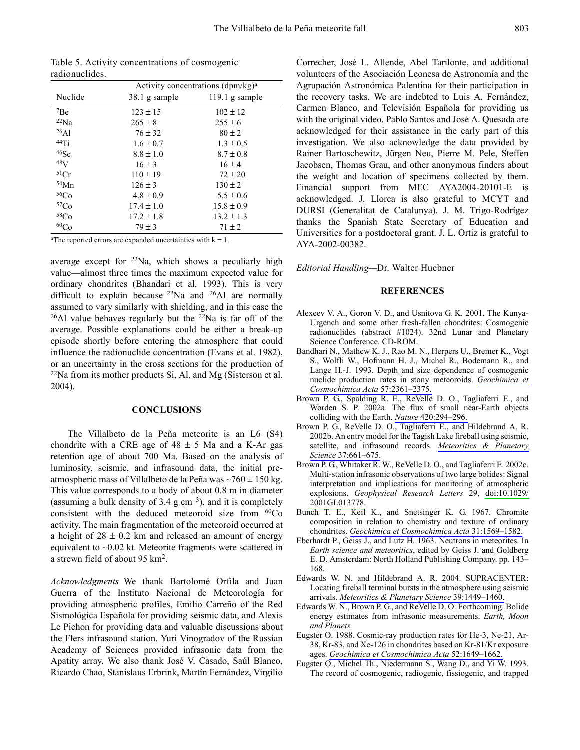Table 5. Activity concentrations of cosmogenic radionuclides.

| Nuclide | Activity concentrations (dpm/kg)[a] | |
|---|---|---|
| | 38.1 g sample | 119.1 g sample |
| $^{7}$Be | 123 ± 15 | 102 ± 12 |
| $^{22}$Na | 265 ± 8 | 255 ± 6 |
| $^{26}$Al | 76 ± 32 | 80 ± 2 |
| $^{44}$Ti | 1.6 ± 0.7 | 1.3 ± 0.5 |
| $^{46}$Sc | 8.8 ± 1.0 | 8.7 ± 0.8 |
| $^{48}$V | 16 ± 3 | 16 ± 4 |
| $^{51}$Cr | 110 ± 19 | 72 ± 20 |
| $^{54}$Mn | 126 ± 3 | 130 ± 2 |
| $^{56}$Co | 4.8 ± 0.9 | 5.5 ± 0.6 |
| $^{57}$Co | 17.4 ± 1.0 | 15.8 ± 0.9 |
| $^{58}$Co | 17.2 ± 1.8 | 13.2 ± 1.3 |
| $^{60}$Co | 79 ± 3 | 71 ± 2 |

[a]The reported errors are expanded uncertainties with k = 1.

average except for $^{22}$Na, which shows a peculiarly high value—almost three times the maximum expected value for ordinary chondrites (Bhandari et al. 1993). This is very difficult to explain because $^{22}$Na and $^{26}$Al are normally assumed to vary similarly with shielding, and in this case the $^{26}$Al value behaves regularly but the $^{22}$Na is far off of the average. Possible explanations could be either a break-up episode shortly before entering the atmosphere that could influence the radionuclide concentration (Evans et al. 1982), or an uncertainty in the cross sections for the production of $^{22}$Na from its mother products Si, Al, and Mg (Sisterson et al. 2004).

## CONCLUSIONS

The Villalbeto de la Peña meteorite is an L6 (S4) chondrite with a CRE age of 48 ± 5 Ma and a K-Ar gas retention age of about 700 Ma. Based on the analysis of luminosity, seismic, and infrasound data, the initial pre-atmospheric mass of Villalbeto de la Peña was ~760 ± 150 kg. This value corresponds to a body of about 0.8 m in diameter (assuming a bulk density of 3.4 g cm$^{-3}$), and it is completely consistent with the deduced meteoroid size from $^{60}$Co activity. The main fragmentation of the meteoroid occurred at a height of 28 ± 0.2 km and released an amount of energy equivalent to ~0.02 kt. Meteorite fragments were scattered in a strewn field of about 95 km$^{2}$.

*Acknowledgments*–We thank Bartolomé Orfila and Juan Guerra of the Instituto Nacional de Meteorología for providing atmospheric profiles, Emilio Carreño of the Red Sismológica Española for providing seismic data, and Alexis Le Pichon for providing data and valuable discussions about the Flers infrasound station. Yuri Vinogradov of the Russian Academy of Sciences provided infrasonic data from the Apatity array. We also thank José V. Casado, Saúl Blanco, Ricardo Chao, Stanislaus Erbrink, Martín Fernández, Virgilio Correcher, José L. Allende, Abel Tarilonte, and additional volunteers of the Asociación Leonesa de Astronomía and the Agrupación Astronómica Palentina for their participation in the recovery tasks. We are indebted to Luis A. Fernández, Carmen Blanco, and Televisión Española for providing us with the original video. Pablo Santos and José A. Quesada are acknowledged for their assistance in the early part of this investigation. We also acknowledge the data provided by Rainer Bartoschewitz, Jürgen Neu, Pierre M. Pele, Steffen Jacobsen, Thomas Grau, and other anonymous finders about the weight and location of specimens collected by them. Financial support from MEC AYA2004-20101-E is acknowledged. J. Llorca is also grateful to MCYT and DURSI (Generalitat de Catalunya). J. M. Trigo-Rodrígez thanks the Spanish State Secretary of Education and Universities for a postdoctoral grant. J. L. Ortiz is grateful to AYA-2002-00382.

*Editorial Handling*—Dr. Walter Huebner

## REFERENCES

Alexeev V. A., Goron V. D., and Usnitova G. K. 2001. The Kunya-Urgench and some other fresh-fallen chondrites: Cosmogenic radionuclides (abstract #1024). 32nd Lunar and Planetary Science Conference. CD-ROM.

Bandhari N., Mathew K. J., Rao M. N., Herpers U., Bremer K., Vogt S., Wolfli W., Hofmann H. J., Michel R., Bodemann R., and Lange H.-J. 1993. Depth and size dependence of cosmogenic nuclide production rates in stony meteoroids. *Geochimica et Cosmochimica Acta* 57:2361–2375.

Brown P. G., Spalding R. E., ReVelle D. O., Tagliaferri E., and Worden S. P. 2002a. The flux of small near-Earth objects colliding with the Earth. *Nature* 420:294–296.

Brown P. G., ReVelle D. O., Tagliaferri E., and Hildebrand A. R. 2002b. An entry model for the Tagish Lake fireball using seismic, satellite, and infrasound records. *Meteoritics & Planetary Science* 37:661–675.

Brown P. G., Whitaker R. W., ReVelle D. O., and Tagliaferri E. 2002c. Multi-station infrasonic observations of two large bolides: Signal interpretation and implications for monitoring of atmospheric explosions. *Geophysical Research Letters* 29, doi:10.1029/2001GL013778.

Bunch T. E., Keil K., and Snetsinger K. G. 1967. Chromite composition in relation to chemistry and texture of ordinary chondrites. *Geochimica et Cosmochimica Acta* 31:1569–1582.

Eberhardt P., Geiss J., and Lutz H. 1963. Neutrons in meteorites. In *Earth science and meteoritics*, edited by Geiss J. and Goldberg E. D. Amsterdam: North Holland Publishing Company. pp. 143–168.

Edwards W. N. and Hildebrand A. R. 2004. SUPRACENTER: Locating fireball terminal bursts in the atmosphere using seismic arrivals. *Meteoritics & Planetary Science* 39:1449–1460.

Edwards W. N., Brown P. G., and ReVelle D. O. Forthcoming. Bolide energy estimates from infrasonic measurements. *Earth, Moon and Planets.*

Eugster O. 1988. Cosmic-ray production rates for He-3, Ne-21, Ar-38, Kr-83, and Xe-126 in chondrites based on Kr-81/Kr exposure ages. *Geochimica et Cosmochimica Acta* 52:1649–1662.

Eugster O., Michel Th., Niedermann S., Wang D., and Yi W. 1993. The record of cosmogenic, radiogenic, fissiogenic, and trapped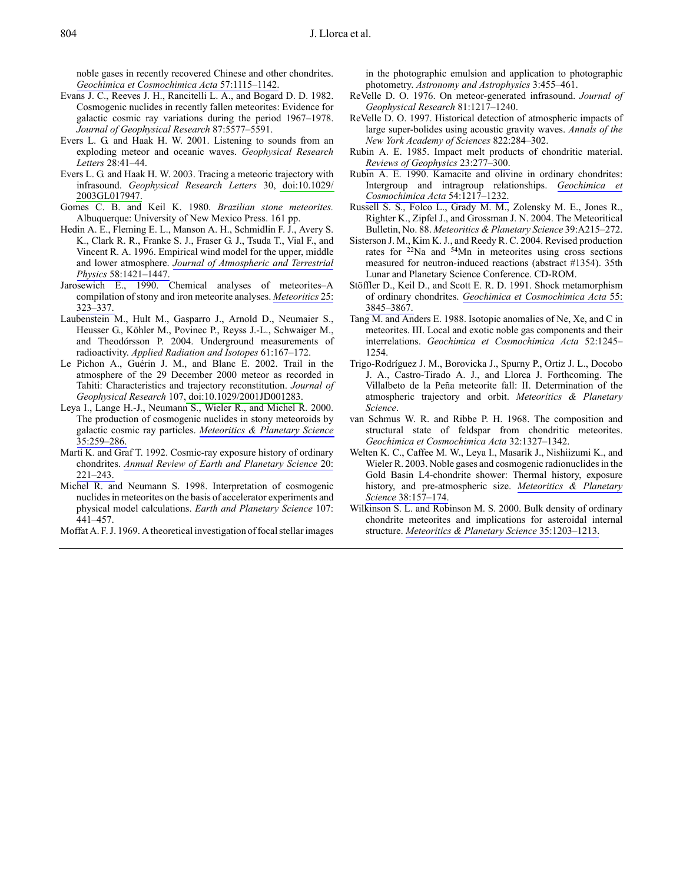noble gases in recently recovered Chinese and other chondrites. *Geochimica et Cosmochimica Acta* 57:1115–1142.

Evans J. C., Reeves J. H., Rancitelli L. A., and Bogard D. D. 1982. Cosmogenic nuclides in recently fallen meteorites: Evidence for galactic cosmic ray variations during the period 1967–1978. *Journal of Geophysical Research* 87:5577–5591.

Evers L. G. and Haak H. W. 2001. Listening to sounds from an exploding meteor and oceanic waves. *Geophysical Research Letters* 28:41–44.

Evers L. G. and Haak H. W. 2003. Tracing a meteoric trajectory with infrasound. *Geophysical Research Letters* 30, doi:10.1029/2003GL017947.

Gomes C. B. and Keil K. 1980. *Brazilian stone meteorites.* Albuquerque: University of New Mexico Press. 161 pp.

Hedin A. E., Fleming E. L., Manson A. H., Schmidlin F. J., Avery S. K., Clark R. R., Franke S. J., Fraser G. J., Tsuda T., Vial F., and Vincent R. A. 1996. Empirical wind model for the upper, middle and lower atmosphere. *Journal of Atmospheric and Terrestrial Physics* 58:1421–1447.

Jarosewich E., 1990. Chemical analyses of meteorites–A compilation of stony and iron meteorite analyses. *Meteoritics* 25: 323–337.

Laubenstein M., Hult M., Gasparro J., Arnold D., Neumaier S., Heusser G., Köhler M., Povinec P., Reyss J.-L., Schwaiger M., and Theodórsson P. 2004. Underground measurements of radioactivity. *Applied Radiation and Isotopes* 61:167–172.

Le Pichon A., Guérin J. M., and Blanc E. 2002. Trail in the atmosphere of the 29 December 2000 meteor as recorded in Tahiti: Characteristics and trajectory reconstitution. *Journal of Geophysical Research* 107, doi:10.1029/2001JD001283.

Leya I., Lange H.-J., Neumann S., Wieler R., and Michel R. 2000. The production of cosmogenic nuclides in stony meteoroids by galactic cosmic ray particles. *Meteoritics & Planetary Science* 35:259–286.

Marti K. and Graf T. 1992. Cosmic-ray exposure history of ordinary chondrites. *Annual Review of Earth and Planetary Science* 20: 221–243.

Michel R. and Neumann S. 1998. Interpretation of cosmogenic nuclides in meteorites on the basis of accelerator experiments and physical model calculations. *Earth and Planetary Science* 107: 441–457.

Moffat A. F. J. 1969. A theoretical investigation of focal stellar images in the photographic emulsion and application to photographic photometry. *Astronomy and Astrophysics* 3:455–461.

ReVelle D. O. 1976. On meteor-generated infrasound. *Journal of Geophysical Research* 81:1217–1240.

ReVelle D. O. 1997. Historical detection of atmospheric impacts of large super-bolides using acoustic gravity waves. *Annals of the New York Academy of Sciences* 822:284–302.

Rubin A. E. 1985. Impact melt products of chondritic material. *Reviews of Geophysics* 23:277–300.

Rubin A. E. 1990. Kamacite and olivine in ordinary chondrites: Intergroup and intragroup relationships. *Geochimica et Cosmochimica Acta* 54:1217–1232.

Russell S. S., Folco L., Grady M. M., Zolensky M. E., Jones R., Righter K., Zipfel J., and Grossman J. N. 2004. The Meteoritical Bulletin, No. 88. *Meteoritics & Planetary Science* 39:A215–272.

Sisterson J. M., Kim K. J., and Reedy R. C. 2004. Revised production rates for $^{22}$Na and $^{54}$Mn in meteorites using cross sections measured for neutron-induced reactions (abstract #1354). 35th Lunar and Planetary Science Conference. CD-ROM.

Stöffler D., Keil D., and Scott E. R. D. 1991. Shock metamorphism of ordinary chondrites. *Geochimica et Cosmochimica Acta* 55: 3845–3867.

Tang M. and Anders E. 1988. Isotopic anomalies of Ne, Xe, and C in meteorites. III. Local and exotic noble gas components and their interrelations. *Geochimica et Cosmochimica Acta* 52:1245–1254.

Trigo-Rodríguez J. M., Borovicka J., Spurny P., Ortiz J. L., Docobo J. A., Castro-Tirado A. J., and Llorca J. Forthcoming. The Villalbeto de la Peña meteorite fall: II. Determination of the atmospheric trajectory and orbit. *Meteoritics & Planetary Science*.

van Schmus W. R. and Ribbe P. H. 1968. The composition and structural state of feldspar from chondritic meteorites. *Geochimica et Cosmochimica Acta* 32:1327–1342.

Welten K. C., Caffee M. W., Leya I., Masarik J., Nishiizumi K., and Wieler R. 2003. Noble gases and cosmogenic radionuclides in the Gold Basin L4-chondrite shower: Thermal history, exposure history, and pre-atmospheric size. *Meteoritics & Planetary Science* 38:157–174.

Wilkinson S. L. and Robinson M. S. 2000. Bulk density of ordinary chondrite meteorites and implications for asteroidal internal structure. *Meteoritics & Planetary Science* 35:1203–1213.